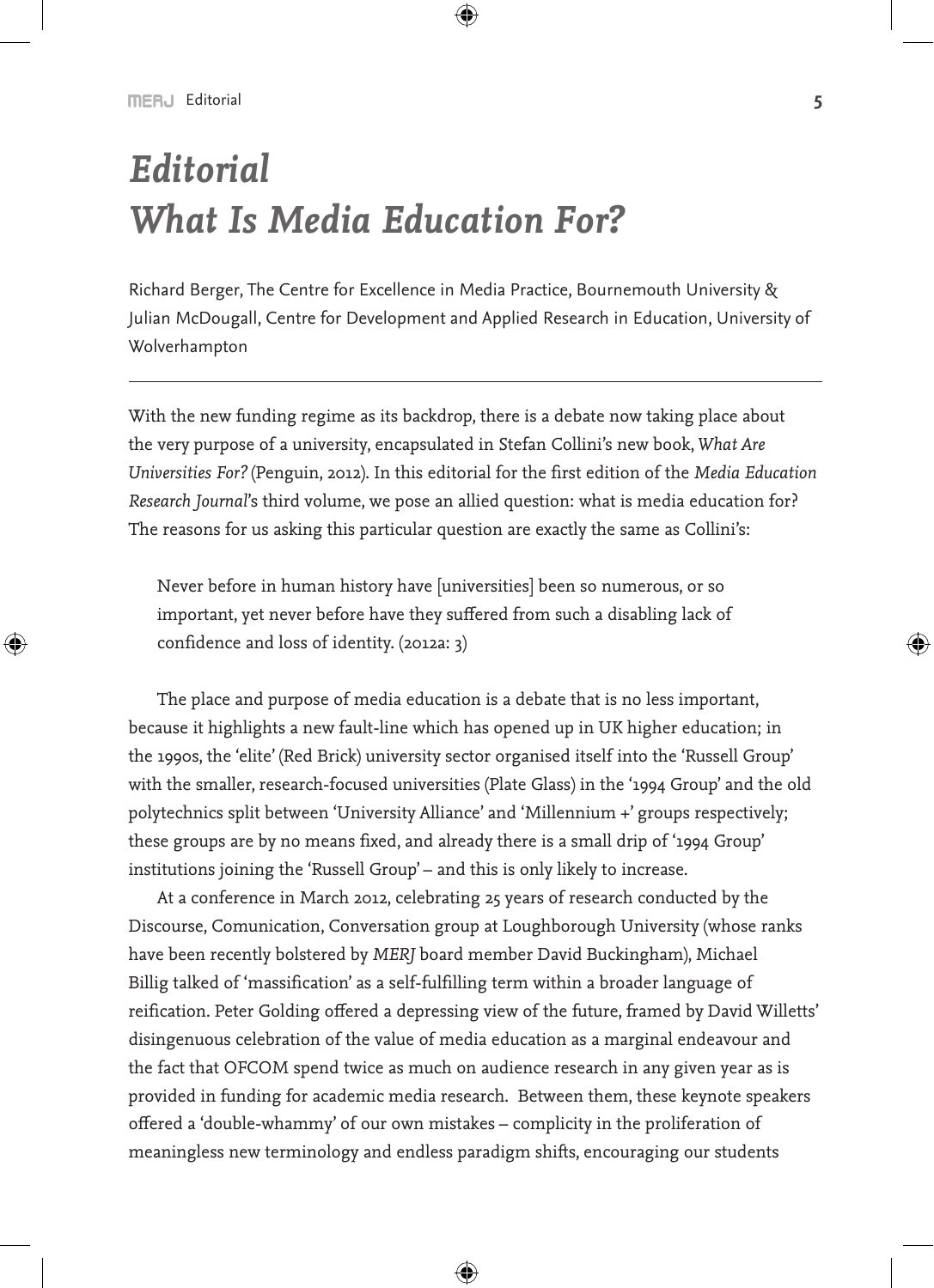# *Editorial*
# *What Is Media Education For?*

Richard Berger, The Centre for Excellence in Media Practice, Bournemouth University & Julian McDougall, Centre for Development and Applied Research in Education, University of Wolverhampton

---

With the new funding regime as its backdrop, there is a debate now taking place about the very purpose of a university, encapsulated in Stefan Collini's new book, *What Are Universities For?* (Penguin, 2012). In this editorial for the first edition of the *Media Education Research Journal*'s third volume, we pose an allied question: what is media education for? The reasons for us asking this particular question are exactly the same as Collini's:

> Never before in human history have [universities] been so numerous, or so important, yet never before have they suffered from such a disabling lack of confidence and loss of identity. (2012a: 3)

The place and purpose of media education is a debate that is no less important, because it highlights a new fault-line which has opened up in UK higher education; in the 1990s, the 'elite' (Red Brick) university sector organised itself into the 'Russell Group' with the smaller, research-focused universities (Plate Glass) in the '1994 Group' and the old polytechnics split between 'University Alliance' and 'Millennium +' groups respectively; these groups are by no means fixed, and already there is a small drip of '1994 Group' institutions joining the 'Russell Group' – and this is only likely to increase.

At a conference in March 2012, celebrating 25 years of research conducted by the Discourse, Comunication, Conversation group at Loughborough University (whose ranks have been recently bolstered by *MERJ* board member David Buckingham), Michael Billig talked of 'massification' as a self-fulfilling term within a broader language of reification. Peter Golding offered a depressing view of the future, framed by David Willetts' disingenuous celebration of the value of media education as a marginal endeavour and the fact that OFCOM spend twice as much on audience research in any given year as is provided in funding for academic media research. Between them, these keynote speakers offered a 'double-whammy' of our own mistakes – complicity in the proliferation of meaningless new terminology and endless paradigm shifts, encouraging our students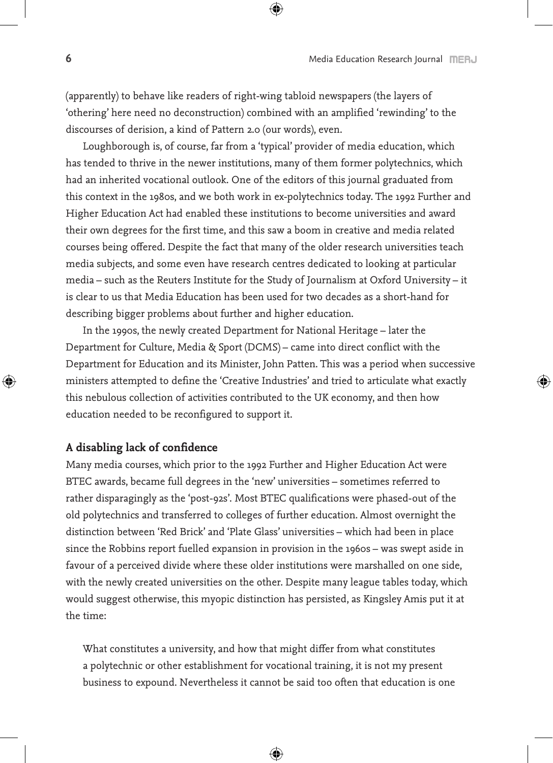(apparently) to behave like readers of right-wing tabloid newspapers (the layers of 'othering' here need no deconstruction) combined with an amplified 'rewinding' to the discourses of derision, a kind of Pattern 2.0 (our words), even.

Loughborough is, of course, far from a 'typical' provider of media education, which has tended to thrive in the newer institutions, many of them former polytechnics, which had an inherited vocational outlook. One of the editors of this journal graduated from this context in the 1980s, and we both work in ex-polytechnics today. The 1992 Further and Higher Education Act had enabled these institutions to become universities and award their own degrees for the first time, and this saw a boom in creative and media related courses being offered. Despite the fact that many of the older research universities teach media subjects, and some even have research centres dedicated to looking at particular media – such as the Reuters Institute for the Study of Journalism at Oxford University – it is clear to us that Media Education has been used for two decades as a short-hand for describing bigger problems about further and higher education.

In the 1990s, the newly created Department for National Heritage – later the Department for Culture, Media & Sport (DCMS) – came into direct conflict with the Department for Education and its Minister, John Patten. This was a period when successive ministers attempted to define the 'Creative Industries' and tried to articulate what exactly this nebulous collection of activities contributed to the UK economy, and then how education needed to be reconfigured to support it.

## A disabling lack of confidence

Many media courses, which prior to the 1992 Further and Higher Education Act were BTEC awards, became full degrees in the 'new' universities – sometimes referred to rather disparagingly as the 'post-92s'. Most BTEC qualifications were phased-out of the old polytechnics and transferred to colleges of further education. Almost overnight the distinction between 'Red Brick' and 'Plate Glass' universities – which had been in place since the Robbins report fuelled expansion in provision in the 1960s – was swept aside in favour of a perceived divide where these older institutions were marshalled on one side, with the newly created universities on the other. Despite many league tables today, which would suggest otherwise, this myopic distinction has persisted, as Kingsley Amis put it at the time:

> What constitutes a university, and how that might differ from what constitutes a polytechnic or other establishment for vocational training, it is not my present business to expound. Nevertheless it cannot be said too often that education is one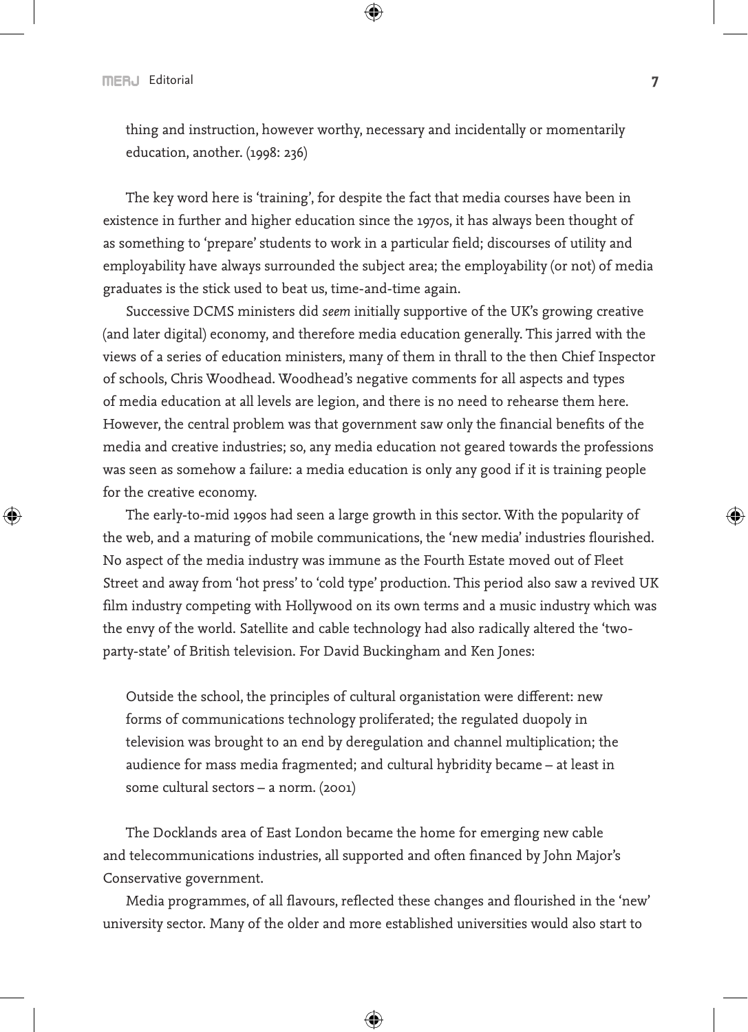> thing and instruction, however worthy, necessary and incidentally or momentarily education, another. (1998: 236)

The key word here is 'training', for despite the fact that media courses have been in existence in further and higher education since the 1970s, it has always been thought of as something to 'prepare' students to work in a particular field; discourses of utility and employability have always surrounded the subject area; the employability (or not) of media graduates is the stick used to beat us, time-and-time again.

Successive DCMS ministers did *seem* initially supportive of the UK's growing creative (and later digital) economy, and therefore media education generally. This jarred with the views of a series of education ministers, many of them in thrall to the then Chief Inspector of schools, Chris Woodhead. Woodhead's negative comments for all aspects and types of media education at all levels are legion, and there is no need to rehearse them here. However, the central problem was that government saw only the financial benefits of the media and creative industries; so, any media education not geared towards the professions was seen as somehow a failure: a media education is only any good if it is training people for the creative economy.

The early-to-mid 1990s had seen a large growth in this sector. With the popularity of the web, and a maturing of mobile communications, the 'new media' industries flourished. No aspect of the media industry was immune as the Fourth Estate moved out of Fleet Street and away from 'hot press' to 'cold type' production. This period also saw a revived UK film industry competing with Hollywood on its own terms and a music industry which was the envy of the world. Satellite and cable technology had also radically altered the 'two-party-state' of British television. For David Buckingham and Ken Jones:

> Outside the school, the principles of cultural organistation were different: new forms of communications technology proliferated; the regulated duopoly in television was brought to an end by deregulation and channel multiplication; the audience for mass media fragmented; and cultural hybridity became – at least in some cultural sectors – a norm. (2001)

The Docklands area of East London became the home for emerging new cable and telecommunications industries, all supported and often financed by John Major's Conservative government.

Media programmes, of all flavours, reflected these changes and flourished in the 'new' university sector. Many of the older and more established universities would also start to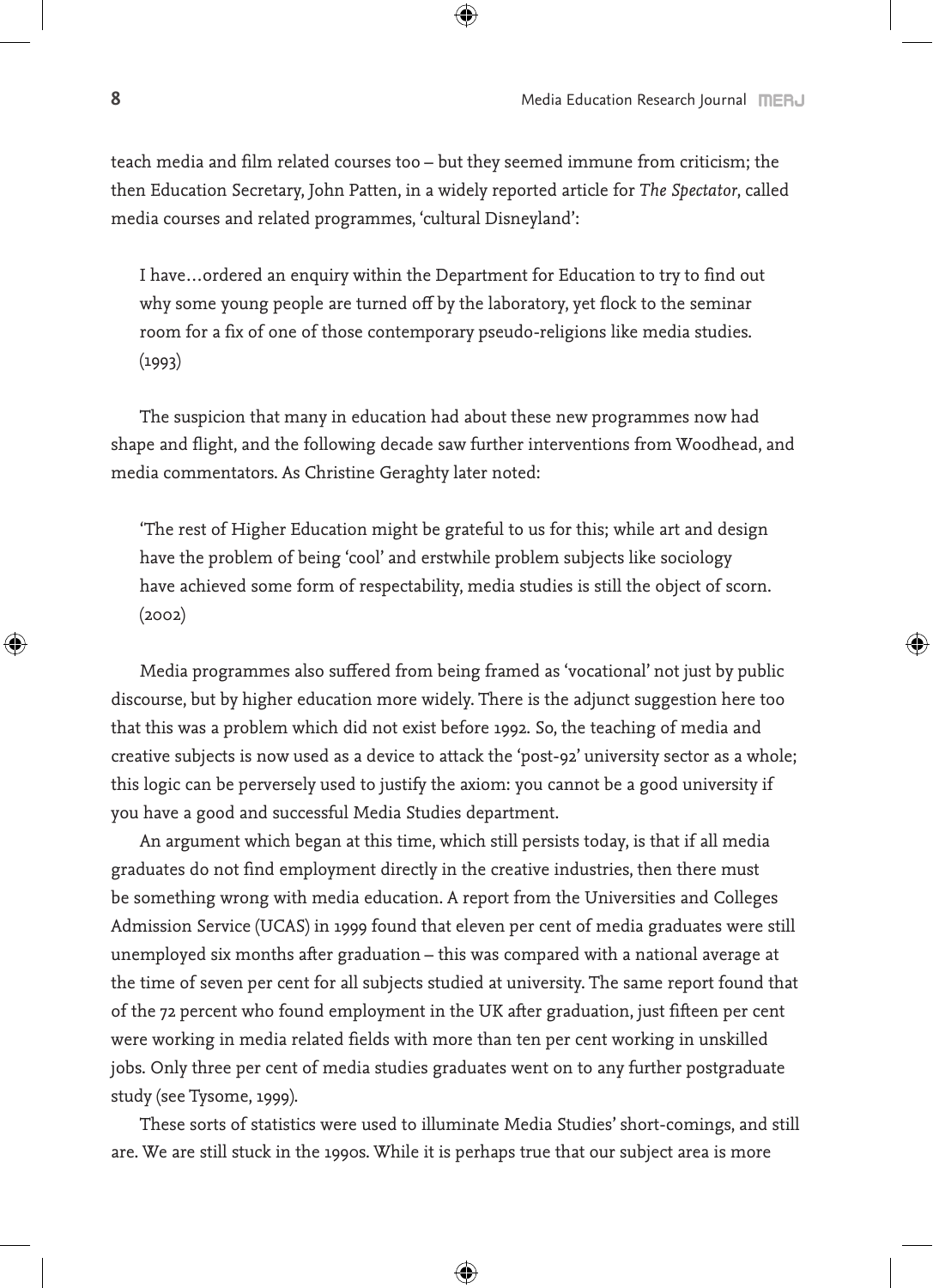teach media and film related courses too – but they seemed immune from criticism; the then Education Secretary, John Patten, in a widely reported article for *The Spectator*, called media courses and related programmes, 'cultural Disneyland':

> I have…ordered an enquiry within the Department for Education to try to find out why some young people are turned off by the laboratory, yet flock to the seminar room for a fix of one of those contemporary pseudo-religions like media studies. (1993)

The suspicion that many in education had about these new programmes now had shape and flight, and the following decade saw further interventions from Woodhead, and media commentators. As Christine Geraghty later noted:

> 'The rest of Higher Education might be grateful to us for this; while art and design have the problem of being 'cool' and erstwhile problem subjects like sociology have achieved some form of respectability, media studies is still the object of scorn. (2002)

Media programmes also suffered from being framed as 'vocational' not just by public discourse, but by higher education more widely. There is the adjunct suggestion here too that this was a problem which did not exist before 1992. So, the teaching of media and creative subjects is now used as a device to attack the 'post-92' university sector as a whole; this logic can be perversely used to justify the axiom: you cannot be a good university if you have a good and successful Media Studies department.

An argument which began at this time, which still persists today, is that if all media graduates do not find employment directly in the creative industries, then there must be something wrong with media education. A report from the Universities and Colleges Admission Service (UCAS) in 1999 found that eleven per cent of media graduates were still unemployed six months after graduation – this was compared with a national average at the time of seven per cent for all subjects studied at university. The same report found that of the 72 percent who found employment in the UK after graduation, just fifteen per cent were working in media related fields with more than ten per cent working in unskilled jobs. Only three per cent of media studies graduates went on to any further postgraduate study (see Tysome, 1999).

These sorts of statistics were used to illuminate Media Studies' short-comings, and still are. We are still stuck in the 1990s. While it is perhaps true that our subject area is more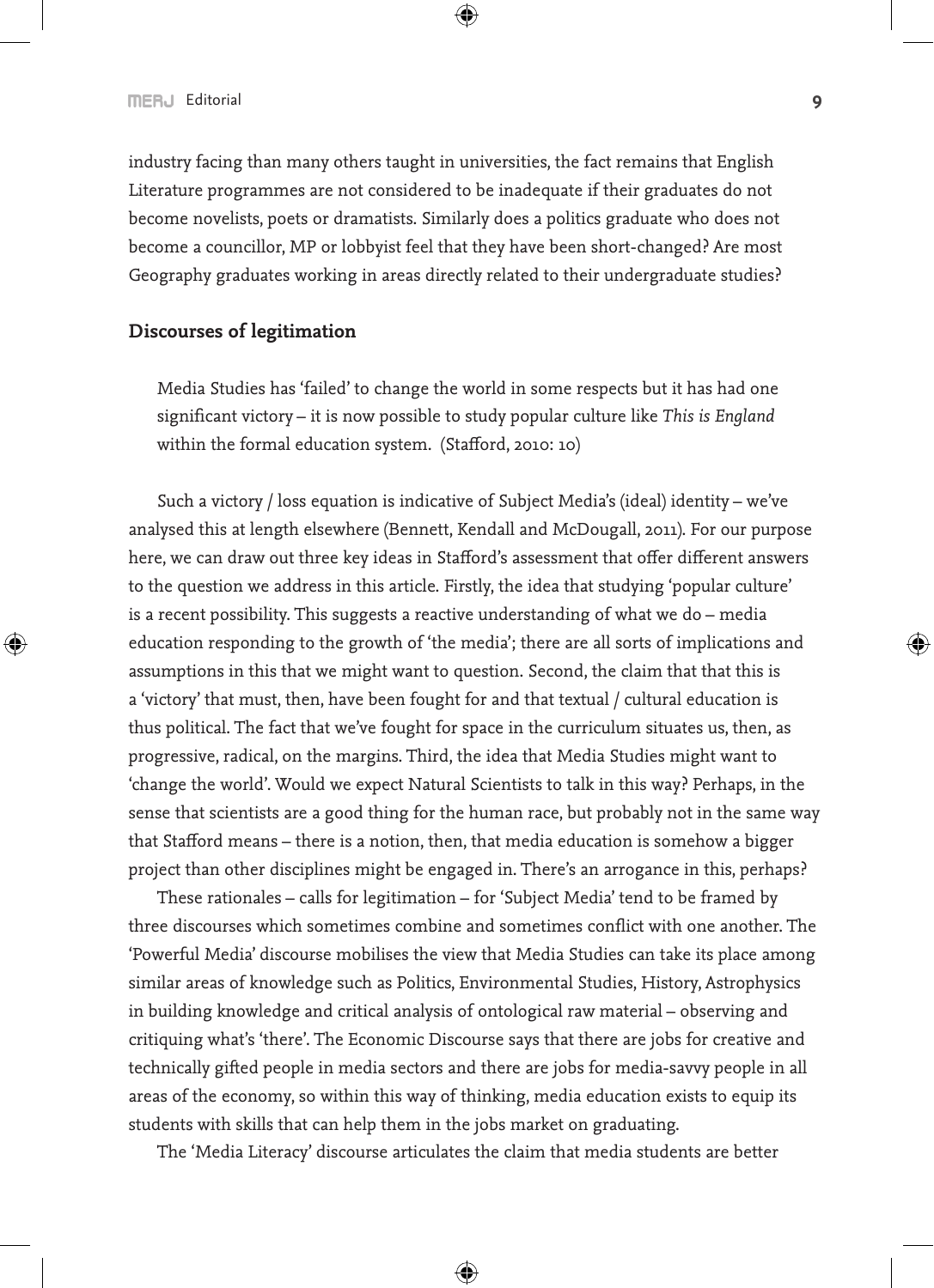industry facing than many others taught in universities, the fact remains that English Literature programmes are not considered to be inadequate if their graduates do not become novelists, poets or dramatists. Similarly does a politics graduate who does not become a councillor, MP or lobbyist feel that they have been short-changed? Are most Geography graduates working in areas directly related to their undergraduate studies?

## Discourses of legitimation

> Media Studies has 'failed' to change the world in some respects but it has had one significant victory – it is now possible to study popular culture like *This is England* within the formal education system. (Stafford, 2010: 10)

Such a victory / loss equation is indicative of Subject Media's (ideal) identity – we've analysed this at length elsewhere (Bennett, Kendall and McDougall, 2011). For our purpose here, we can draw out three key ideas in Stafford's assessment that offer different answers to the question we address in this article. Firstly, the idea that studying 'popular culture' is a recent possibility. This suggests a reactive understanding of what we do – media education responding to the growth of 'the media'; there are all sorts of implications and assumptions in this that we might want to question. Second, the claim that that this is a 'victory' that must, then, have been fought for and that textual / cultural education is thus political. The fact that we've fought for space in the curriculum situates us, then, as progressive, radical, on the margins. Third, the idea that Media Studies might want to 'change the world'. Would we expect Natural Scientists to talk in this way? Perhaps, in the sense that scientists are a good thing for the human race, but probably not in the same way that Stafford means – there is a notion, then, that media education is somehow a bigger project than other disciplines might be engaged in. There's an arrogance in this, perhaps?

These rationales – calls for legitimation – for 'Subject Media' tend to be framed by three discourses which sometimes combine and sometimes conflict with one another. The 'Powerful Media' discourse mobilises the view that Media Studies can take its place among similar areas of knowledge such as Politics, Environmental Studies, History, Astrophysics in building knowledge and critical analysis of ontological raw material – observing and critiquing what's 'there'. The Economic Discourse says that there are jobs for creative and technically gifted people in media sectors and there are jobs for media-savvy people in all areas of the economy, so within this way of thinking, media education exists to equip its students with skills that can help them in the jobs market on graduating.

The 'Media Literacy' discourse articulates the claim that media students are better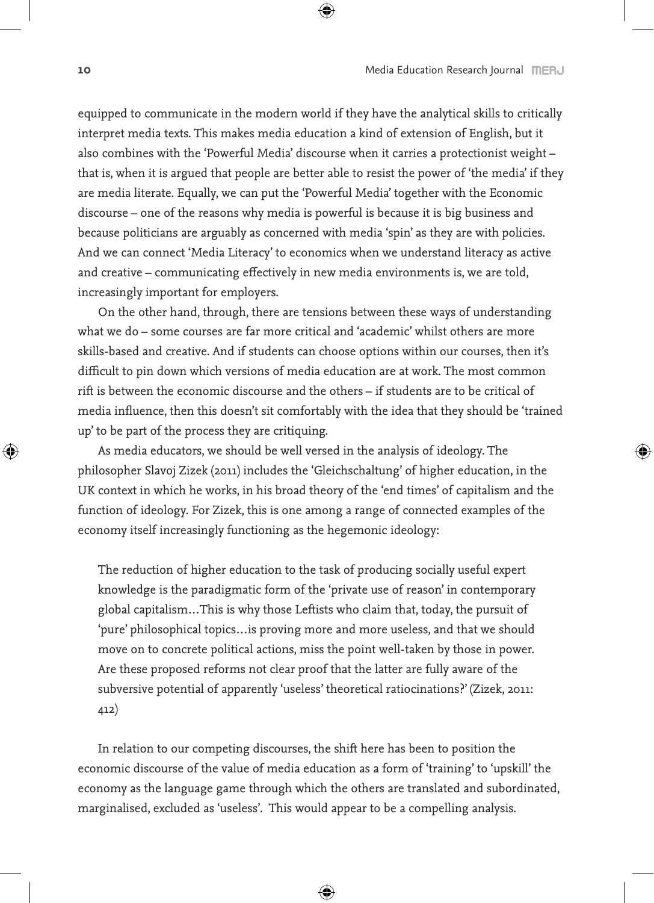equipped to communicate in the modern world if they have the analytical skills to critically interpret media texts. This makes media education a kind of extension of English, but it also combines with the 'Powerful Media' discourse when it carries a protectionist weight – that is, when it is argued that people are better able to resist the power of 'the media' if they are media literate. Equally, we can put the 'Powerful Media' together with the Economic discourse – one of the reasons why media is powerful is because it is big business and because politicians are arguably as concerned with media 'spin' as they are with policies. And we can connect 'Media Literacy' to economics when we understand literacy as active and creative – communicating effectively in new media environments is, we are told, increasingly important for employers.

On the other hand, through, there are tensions between these ways of understanding what we do – some courses are far more critical and 'academic' whilst others are more skills-based and creative. And if students can choose options within our courses, then it's difficult to pin down which versions of media education are at work. The most common rift is between the economic discourse and the others – if students are to be critical of media influence, then this doesn't sit comfortably with the idea that they should be 'trained up' to be part of the process they are critiquing.

As media educators, we should be well versed in the analysis of ideology. The philosopher Slavoj Zizek (2011) includes the 'Gleichschaltung' of higher education, in the UK context in which he works, in his broad theory of the 'end times' of capitalism and the function of ideology. For Zizek, this is one among a range of connected examples of the economy itself increasingly functioning as the hegemonic ideology:

> The reduction of higher education to the task of producing socially useful expert knowledge is the paradigmatic form of the 'private use of reason' in contemporary global capitalism…This is why those Leftists who claim that, today, the pursuit of 'pure' philosophical topics…is proving more and more useless, and that we should move on to concrete political actions, miss the point well-taken by those in power. Are these proposed reforms not clear proof that the latter are fully aware of the subversive potential of apparently 'useless' theoretical ratiocinations?' (Zizek, 2011: 412)

In relation to our competing discourses, the shift here has been to position the economic discourse of the value of media education as a form of 'training' to 'upskill' the economy as the language game through which the others are translated and subordinated, marginalised, excluded as 'useless'. This would appear to be a compelling analysis.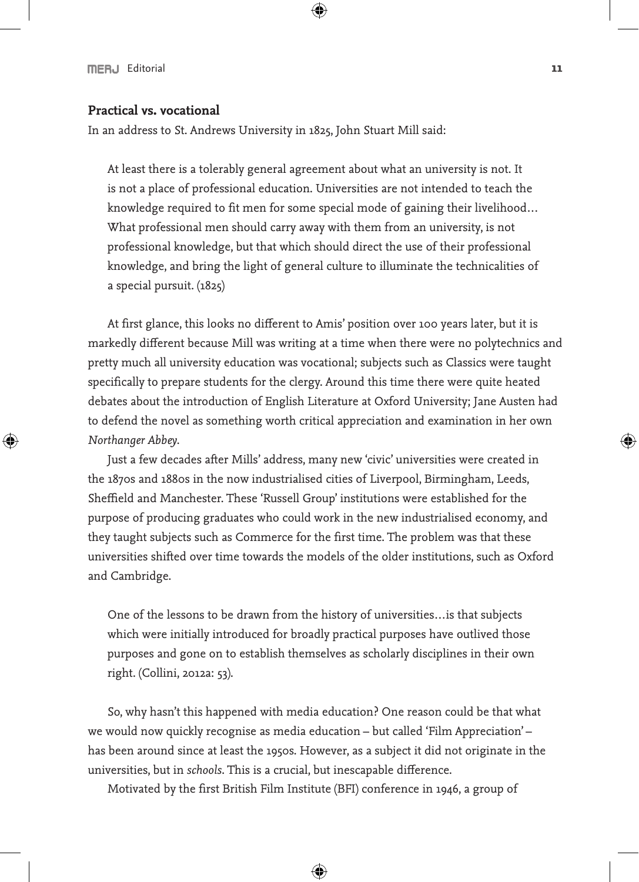### Practical vs. vocational

In an address to St. Andrews University in 1825, John Stuart Mill said:

> At least there is a tolerably general agreement about what an university is not. It is not a place of professional education. Universities are not intended to teach the knowledge required to fit men for some special mode of gaining their livelihood… What professional men should carry away with them from an university, is not professional knowledge, but that which should direct the use of their professional knowledge, and bring the light of general culture to illuminate the technicalities of a special pursuit. (1825)

At first glance, this looks no different to Amis' position over 100 years later, but it is markedly different because Mill was writing at a time when there were no polytechnics and pretty much all university education was vocational; subjects such as Classics were taught specifically to prepare students for the clergy. Around this time there were quite heated debates about the introduction of English Literature at Oxford University; Jane Austen had to defend the novel as something worth critical appreciation and examination in her own *Northanger Abbey*.

Just a few decades after Mills' address, many new 'civic' universities were created in the 1870s and 1880s in the now industrialised cities of Liverpool, Birmingham, Leeds, Sheffield and Manchester. These 'Russell Group' institutions were established for the purpose of producing graduates who could work in the new industrialised economy, and they taught subjects such as Commerce for the first time. The problem was that these universities shifted over time towards the models of the older institutions, such as Oxford and Cambridge.

> One of the lessons to be drawn from the history of universities…is that subjects which were initially introduced for broadly practical purposes have outlived those purposes and gone on to establish themselves as scholarly disciplines in their own right. (Collini, 2012a: 53).

So, why hasn't this happened with media education? One reason could be that what we would now quickly recognise as media education – but called 'Film Appreciation' – has been around since at least the 1950s. However, as a subject it did not originate in the universities, but in *schools*. This is a crucial, but inescapable difference.

Motivated by the first British Film Institute (BFI) conference in 1946, a group of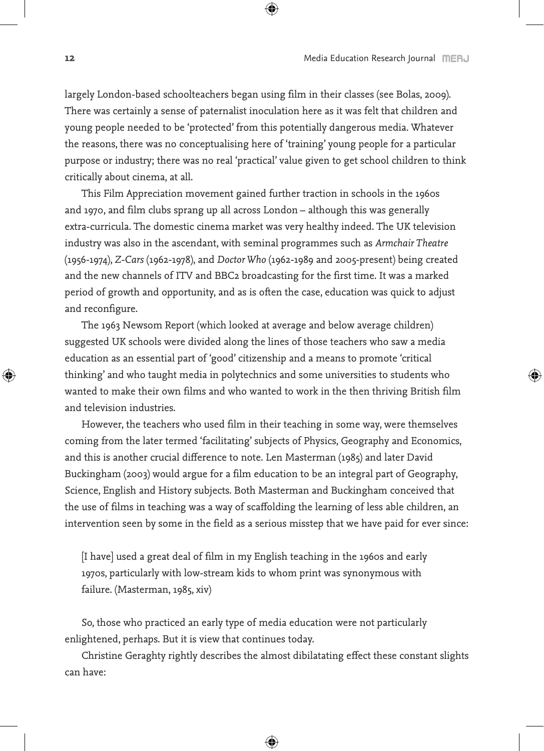largely London-based schoolteachers began using film in their classes (see Bolas, 2009). There was certainly a sense of paternalist inoculation here as it was felt that children and young people needed to be 'protected' from this potentially dangerous media. Whatever the reasons, there was no conceptualising here of 'training' young people for a particular purpose or industry; there was no real 'practical' value given to get school children to think critically about cinema, at all.

This Film Appreciation movement gained further traction in schools in the 1960s and 1970, and film clubs sprang up all across London – although this was generally extra-curricula. The domestic cinema market was very healthy indeed. The UK television industry was also in the ascendant, with seminal programmes such as *Armchair Theatre* (1956-1974), *Z-Cars* (1962-1978), and *Doctor Who* (1962-1989 and 2005-present) being created and the new channels of ITV and BBC2 broadcasting for the first time. It was a marked period of growth and opportunity, and as is often the case, education was quick to adjust and reconfigure.

The 1963 Newsom Report (which looked at average and below average children) suggested UK schools were divided along the lines of those teachers who saw a media education as an essential part of 'good' citizenship and a means to promote 'critical thinking' and who taught media in polytechnics and some universities to students who wanted to make their own films and who wanted to work in the then thriving British film and television industries.

However, the teachers who used film in their teaching in some way, were themselves coming from the later termed 'facilitating' subjects of Physics, Geography and Economics, and this is another crucial difference to note. Len Masterman (1985) and later David Buckingham (2003) would argue for a film education to be an integral part of Geography, Science, English and History subjects. Both Masterman and Buckingham conceived that the use of films in teaching was a way of scaffolding the learning of less able children, an intervention seen by some in the field as a serious misstep that we have paid for ever since:

> [I have] used a great deal of film in my English teaching in the 1960s and early 1970s, particularly with low-stream kids to whom print was synonymous with failure. (Masterman, 1985, xiv)

So, those who practiced an early type of media education were not particularly enlightened, perhaps. But it is view that continues today.

Christine Geraghty rightly describes the almost dibilatating effect these constant slights can have: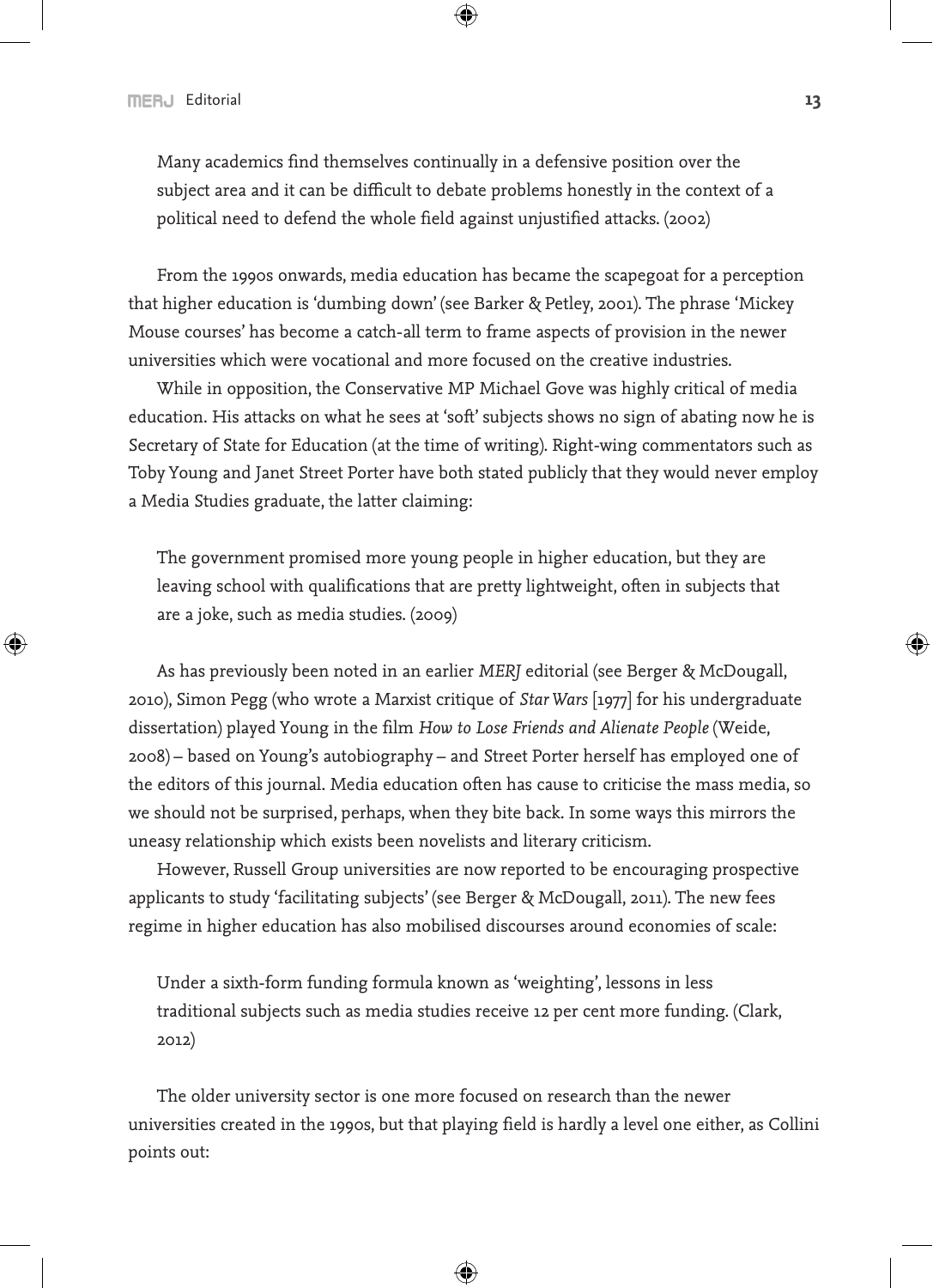> Many academics find themselves continually in a defensive position over the subject area and it can be difficult to debate problems honestly in the context of a political need to defend the whole field against unjustified attacks. (2002)

From the 1990s onwards, media education has became the scapegoat for a perception that higher education is 'dumbing down' (see Barker & Petley, 2001). The phrase 'Mickey Mouse courses' has become a catch-all term to frame aspects of provision in the newer universities which were vocational and more focused on the creative industries.

While in opposition, the Conservative MP Michael Gove was highly critical of media education. His attacks on what he sees at 'soft' subjects shows no sign of abating now he is Secretary of State for Education (at the time of writing). Right-wing commentators such as Toby Young and Janet Street Porter have both stated publicly that they would never employ a Media Studies graduate, the latter claiming:

> The government promised more young people in higher education, but they are leaving school with qualifications that are pretty lightweight, often in subjects that are a joke, such as media studies. (2009)

As has previously been noted in an earlier *MERJ* editorial (see Berger & McDougall, 2010), Simon Pegg (who wrote a Marxist critique of *Star Wars* [1977] for his undergraduate dissertation) played Young in the film *How to Lose Friends and Alienate People* (Weide, 2008) – based on Young's autobiography – and Street Porter herself has employed one of the editors of this journal. Media education often has cause to criticise the mass media, so we should not be surprised, perhaps, when they bite back. In some ways this mirrors the uneasy relationship which exists been novelists and literary criticism.

However, Russell Group universities are now reported to be encouraging prospective applicants to study 'facilitating subjects' (see Berger & McDougall, 2011). The new fees regime in higher education has also mobilised discourses around economies of scale:

> Under a sixth-form funding formula known as 'weighting', lessons in less traditional subjects such as media studies receive 12 per cent more funding. (Clark, 2012)

The older university sector is one more focused on research than the newer universities created in the 1990s, but that playing field is hardly a level one either, as Collini points out: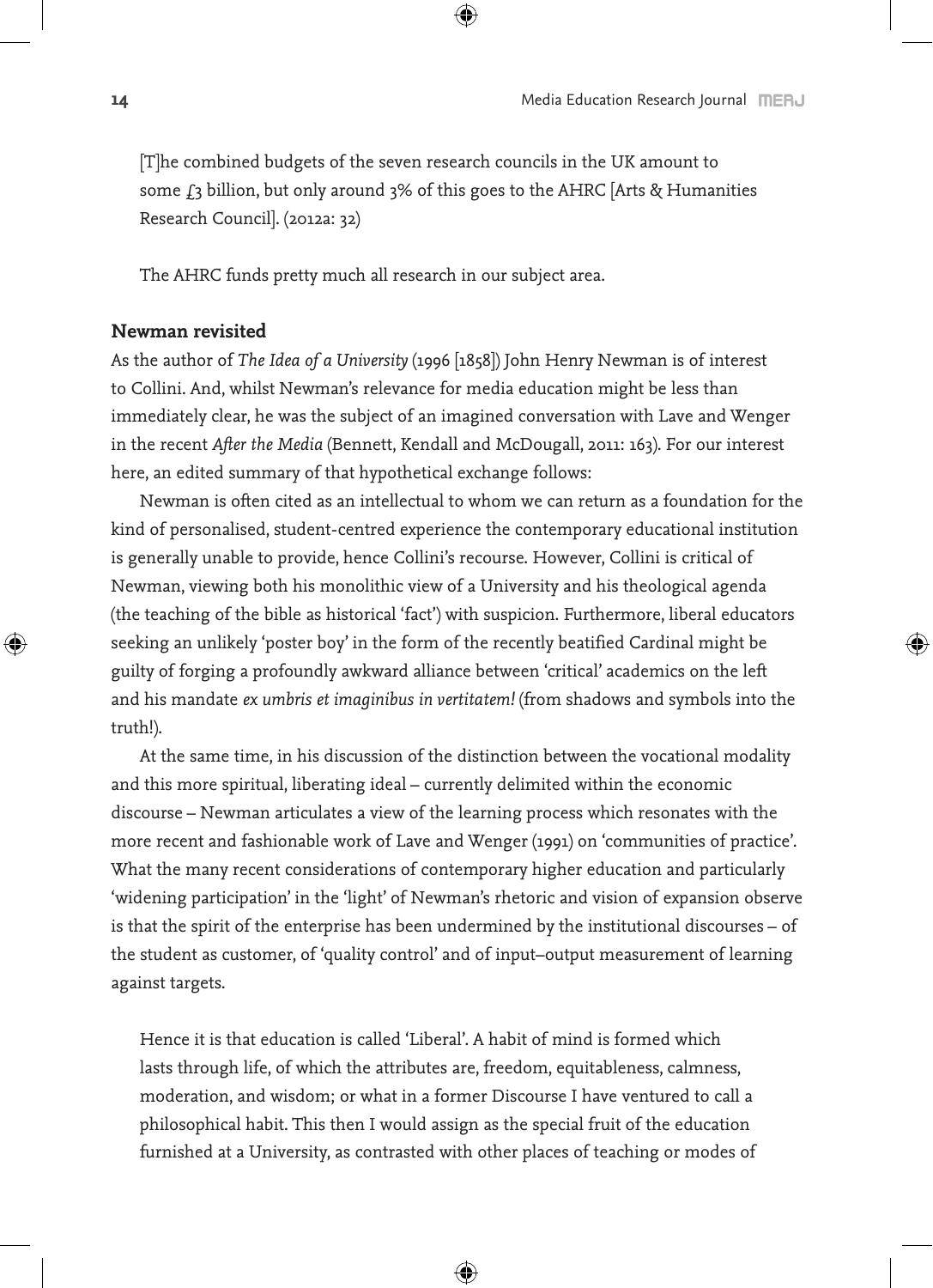> [T]he combined budgets of the seven research councils in the UK amount to some £3 billion, but only around 3% of this goes to the AHRC [Arts & Humanities Research Council]. (2012a: 32)

The AHRC funds pretty much all research in our subject area.

## Newman revisited

As the author of *The Idea of a University* (1996 [1858]) John Henry Newman is of interest to Collini. And, whilst Newman's relevance for media education might be less than immediately clear, he was the subject of an imagined conversation with Lave and Wenger in the recent *After the Media* (Bennett, Kendall and McDougall, 2011: 163). For our interest here, an edited summary of that hypothetical exchange follows:

Newman is often cited as an intellectual to whom we can return as a foundation for the kind of personalised, student-centred experience the contemporary educational institution is generally unable to provide, hence Collini's recourse. However, Collini is critical of Newman, viewing both his monolithic view of a University and his theological agenda (the teaching of the bible as historical 'fact') with suspicion. Furthermore, liberal educators seeking an unlikely 'poster boy' in the form of the recently beatified Cardinal might be guilty of forging a profoundly awkward alliance between 'critical' academics on the left and his mandate *ex umbris et imaginibus in vertitatem!* (from shadows and symbols into the truth!).

At the same time, in his discussion of the distinction between the vocational modality and this more spiritual, liberating ideal – currently delimited within the economic discourse – Newman articulates a view of the learning process which resonates with the more recent and fashionable work of Lave and Wenger (1991) on 'communities of practice'. What the many recent considerations of contemporary higher education and particularly 'widening participation' in the 'light' of Newman's rhetoric and vision of expansion observe is that the spirit of the enterprise has been undermined by the institutional discourses – of the student as customer, of 'quality control' and of input–output measurement of learning against targets.

> Hence it is that education is called 'Liberal'. A habit of mind is formed which lasts through life, of which the attributes are, freedom, equitableness, calmness, moderation, and wisdom; or what in a former Discourse I have ventured to call a philosophical habit. This then I would assign as the special fruit of the education furnished at a University, as contrasted with other places of teaching or modes of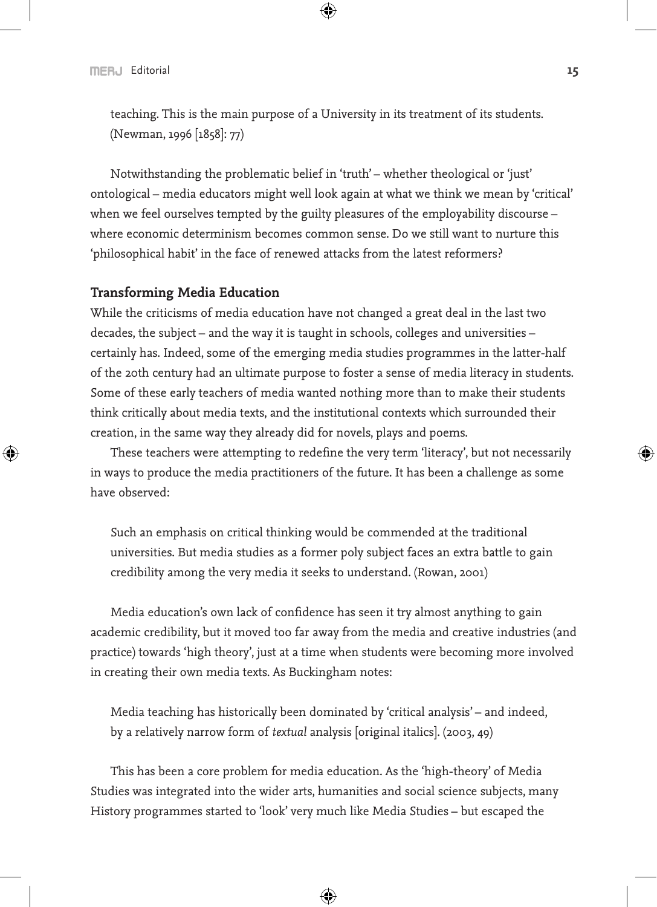teaching. This is the main purpose of a University in its treatment of its students. (Newman, 1996 [1858]: 77)

Notwithstanding the problematic belief in 'truth' – whether theological or 'just' ontological – media educators might well look again at what we think we mean by 'critical' when we feel ourselves tempted by the guilty pleasures of the employability discourse – where economic determinism becomes common sense. Do we still want to nurture this 'philosophical habit' in the face of renewed attacks from the latest reformers?

### Transforming Media Education

While the criticisms of media education have not changed a great deal in the last two decades, the subject – and the way it is taught in schools, colleges and universities – certainly has. Indeed, some of the emerging media studies programmes in the latter-half of the 20th century had an ultimate purpose to foster a sense of media literacy in students. Some of these early teachers of media wanted nothing more than to make their students think critically about media texts, and the institutional contexts which surrounded their creation, in the same way they already did for novels, plays and poems.

These teachers were attempting to redefine the very term 'literacy', but not necessarily in ways to produce the media practitioners of the future. It has been a challenge as some have observed:

> Such an emphasis on critical thinking would be commended at the traditional universities. But media studies as a former poly subject faces an extra battle to gain credibility among the very media it seeks to understand. (Rowan, 2001)

Media education's own lack of confidence has seen it try almost anything to gain academic credibility, but it moved too far away from the media and creative industries (and practice) towards 'high theory', just at a time when students were becoming more involved in creating their own media texts. As Buckingham notes:

> Media teaching has historically been dominated by 'critical analysis' – and indeed, by a relatively narrow form of *textual* analysis [original italics]. (2003, 49)

This has been a core problem for media education. As the 'high-theory' of Media Studies was integrated into the wider arts, humanities and social science subjects, many History programmes started to 'look' very much like Media Studies – but escaped the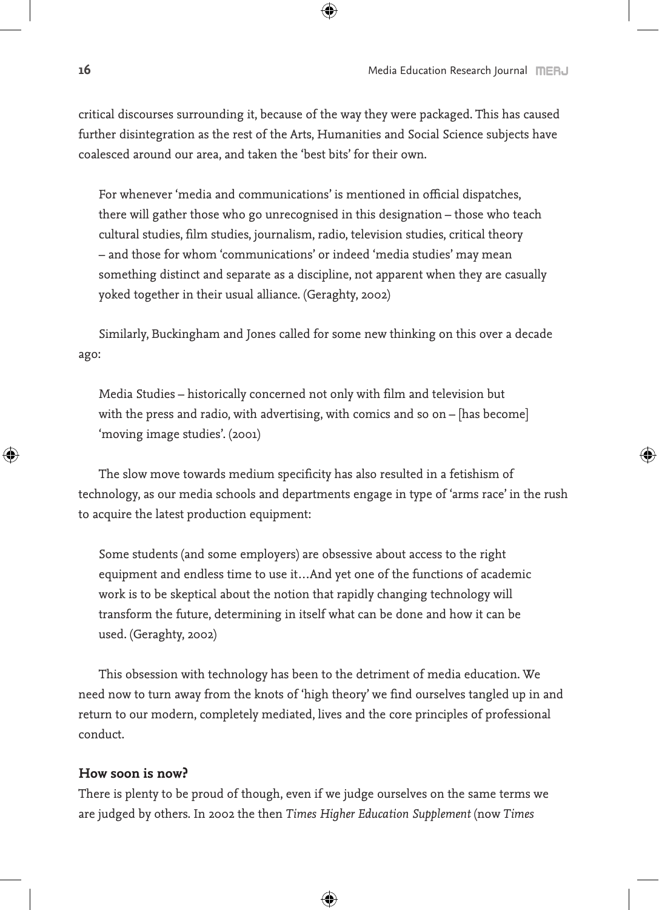critical discourses surrounding it, because of the way they were packaged. This has caused further disintegration as the rest of the Arts, Humanities and Social Science subjects have coalesced around our area, and taken the 'best bits' for their own.

> For whenever 'media and communications' is mentioned in official dispatches, there will gather those who go unrecognised in this designation – those who teach cultural studies, film studies, journalism, radio, television studies, critical theory – and those for whom 'communications' or indeed 'media studies' may mean something distinct and separate as a discipline, not apparent when they are casually yoked together in their usual alliance. (Geraghty, 2002)

Similarly, Buckingham and Jones called for some new thinking on this over a decade ago:

> Media Studies – historically concerned not only with film and television but with the press and radio, with advertising, with comics and so on – [has become] 'moving image studies'. (2001)

The slow move towards medium specificity has also resulted in a fetishism of technology, as our media schools and departments engage in type of 'arms race' in the rush to acquire the latest production equipment:

> Some students (and some employers) are obsessive about access to the right equipment and endless time to use it…And yet one of the functions of academic work is to be skeptical about the notion that rapidly changing technology will transform the future, determining in itself what can be done and how it can be used. (Geraghty, 2002)

This obsession with technology has been to the detriment of media education. We need now to turn away from the knots of 'high theory' we find ourselves tangled up in and return to our modern, completely mediated, lives and the core principles of professional conduct.

**How soon is now?**

There is plenty to be proud of though, even if we judge ourselves on the same terms we are judged by others. In 2002 the then *Times Higher Education Supplement* (now *Times*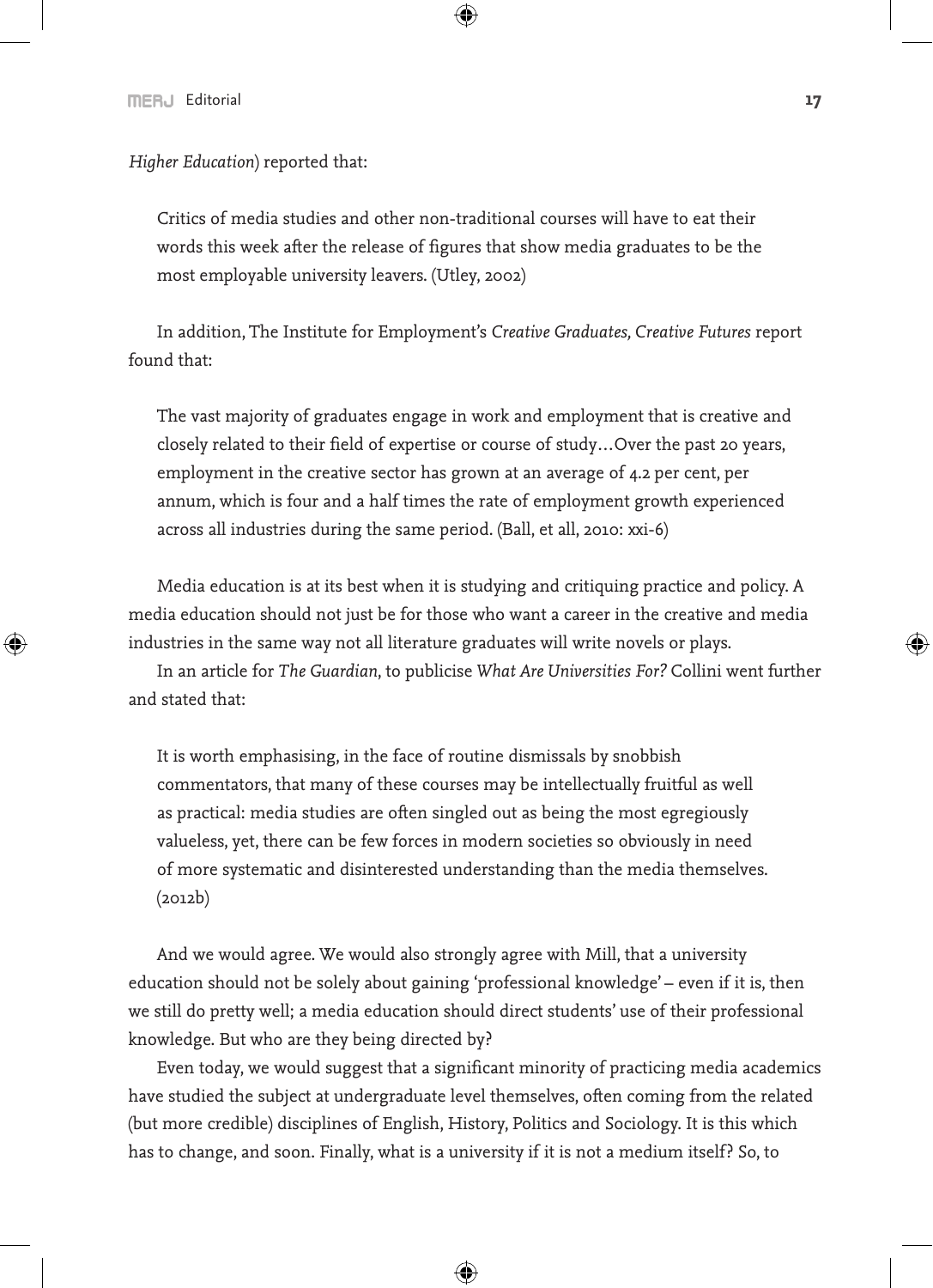*Higher Education*) reported that:

> Critics of media studies and other non-traditional courses will have to eat their words this week after the release of figures that show media graduates to be the most employable university leavers. (Utley, 2002)

In addition, The Institute for Employment's *Creative Graduates, Creative Futures* report found that:

> The vast majority of graduates engage in work and employment that is creative and closely related to their field of expertise or course of study…Over the past 20 years, employment in the creative sector has grown at an average of 4.2 per cent, per annum, which is four and a half times the rate of employment growth experienced across all industries during the same period. (Ball, et all, 2010: xxi-6)

Media education is at its best when it is studying and critiquing practice and policy. A media education should not just be for those who want a career in the creative and media industries in the same way not all literature graduates will write novels or plays.

In an article for *The Guardian*, to publicise *What Are Universities For?* Collini went further and stated that:

> It is worth emphasising, in the face of routine dismissals by snobbish commentators, that many of these courses may be intellectually fruitful as well as practical: media studies are often singled out as being the most egregiously valueless, yet, there can be few forces in modern societies so obviously in need of more systematic and disinterested understanding than the media themselves. (2012b)

And we would agree. We would also strongly agree with Mill, that a university education should not be solely about gaining 'professional knowledge' – even if it is, then we still do pretty well; a media education should direct students' use of their professional knowledge. But who are they being directed by?

Even today, we would suggest that a significant minority of practicing media academics have studied the subject at undergraduate level themselves, often coming from the related (but more credible) disciplines of English, History, Politics and Sociology. It is this which has to change, and soon. Finally, what is a university if it is not a medium itself? So, to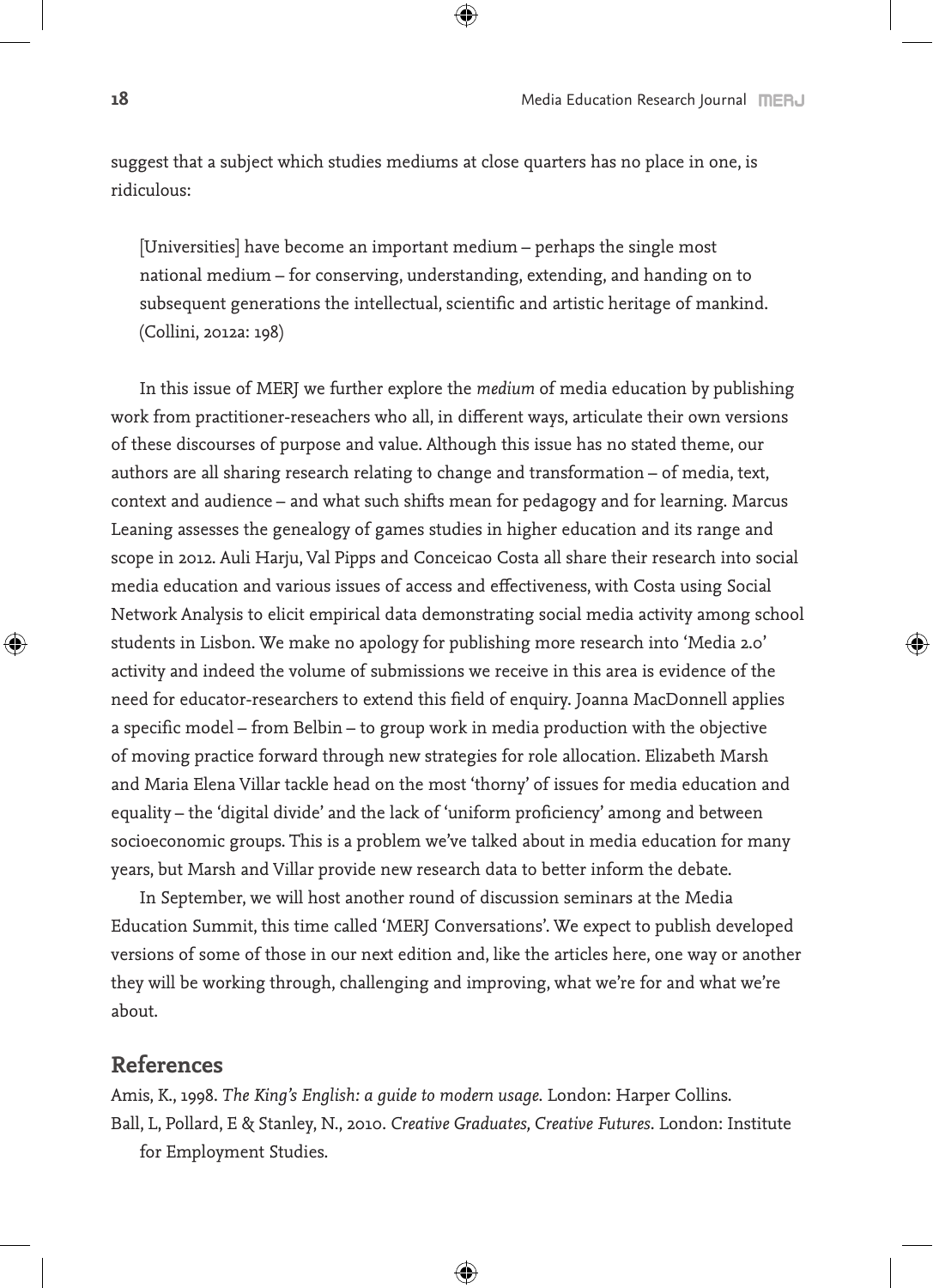suggest that a subject which studies mediums at close quarters has no place in one, is ridiculous:

> [Universities] have become an important medium – perhaps the single most national medium – for conserving, understanding, extending, and handing on to subsequent generations the intellectual, scientific and artistic heritage of mankind. (Collini, 2012a: 198)

In this issue of MERJ we further explore the *medium* of media education by publishing work from practitioner-reseachers who all, in different ways, articulate their own versions of these discourses of purpose and value. Although this issue has no stated theme, our authors are all sharing research relating to change and transformation – of media, text, context and audience – and what such shifts mean for pedagogy and for learning. Marcus Leaning assesses the genealogy of games studies in higher education and its range and scope in 2012. Auli Harju, Val Pipps and Conceicao Costa all share their research into social media education and various issues of access and effectiveness, with Costa using Social Network Analysis to elicit empirical data demonstrating social media activity among school students in Lisbon. We make no apology for publishing more research into 'Media 2.0' activity and indeed the volume of submissions we receive in this area is evidence of the need for educator-researchers to extend this field of enquiry. Joanna MacDonnell applies a specific model – from Belbin – to group work in media production with the objective of moving practice forward through new strategies for role allocation. Elizabeth Marsh and Maria Elena Villar tackle head on the most 'thorny' of issues for media education and equality – the 'digital divide' and the lack of 'uniform proficiency' among and between socioeconomic groups. This is a problem we've talked about in media education for many years, but Marsh and Villar provide new research data to better inform the debate.

In September, we will host another round of discussion seminars at the Media Education Summit, this time called 'MERJ Conversations'. We expect to publish developed versions of some of those in our next edition and, like the articles here, one way or another they will be working through, challenging and improving, what we're for and what we're about.

## References

Amis, K., 1998. *The King's English: a guide to modern usage.* London: Harper Collins.

Ball, L, Pollard, E & Stanley, N., 2010. *Creative Graduates, Creative Futures*. London: Institute for Employment Studies.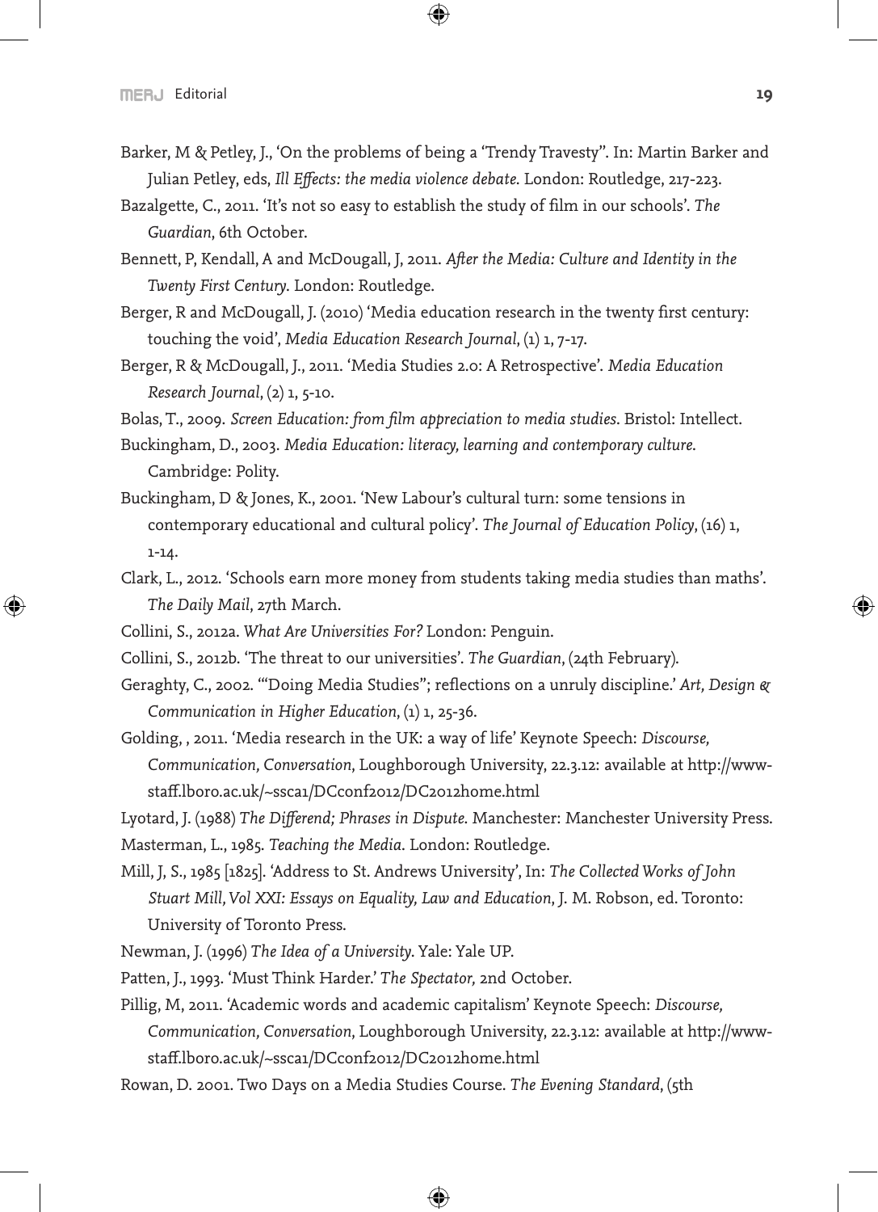Barker, M & Petley, J., 'On the problems of being a 'Trendy Travesty''. In: Martin Barker and Julian Petley, eds, *Ill Effects: the media violence debate*. London: Routledge, 217-223.

Bazalgette, C., 2011. 'It's not so easy to establish the study of film in our schools'. *The Guardian*, 6th October.

Bennett, P, Kendall, A and McDougall, J, 2011. *After the Media: Culture and Identity in the Twenty First Century*. London: Routledge.

Berger, R and McDougall, J. (2010) 'Media education research in the twenty first century: touching the void', *Media Education Research Journal*, (1) 1, 7-17.

Berger, R & McDougall, J., 2011. 'Media Studies 2.0: A Retrospective'. *Media Education Research Journal*, (2) 1, 5-10.

Bolas, T., 2009. *Screen Education: from film appreciation to media studies*. Bristol: Intellect.

Buckingham, D., 2003. *Media Education: literacy, learning and contemporary culture*. Cambridge: Polity.

Buckingham, D & Jones, K., 2001. 'New Labour's cultural turn: some tensions in contemporary educational and cultural policy'. *The Journal of Education Policy*, (16) 1, 1-14.

Clark, L., 2012. 'Schools earn more money from students taking media studies than maths'. *The Daily Mail*, 27th March.

Collini, S., 2012a. *What Are Universities For?* London: Penguin.

Collini, S., 2012b. 'The threat to our universities'. *The Guardian*, (24th February).

Geraghty, C., 2002. '"Doing Media Studies"; reflections on a unruly discipline.' *Art, Design & Communication in Higher Education*, (1) 1, 25-36.

Golding, , 2011. 'Media research in the UK: a way of life' Keynote Speech: *Discourse, Communication, Conversation*, Loughborough University, 22.3.12: available at http://www-staff.lboro.ac.uk/~ssca1/DCconf2012/DC2012home.html

Lyotard, J. (1988) *The Differend; Phrases in Dispute*. Manchester: Manchester University Press.

Masterman, L., 1985. *Teaching the Media*. London: Routledge.

Mill, J, S., 1985 [1825]. 'Address to St. Andrews University', In: *The Collected Works of John Stuart Mill, Vol XXI: Essays on Equality, Law and Education*, J. M. Robson, ed. Toronto: University of Toronto Press.

Newman, J. (1996) *The Idea of a University*. Yale: Yale UP.

Patten, J., 1993. 'Must Think Harder.' *The Spectator*, 2nd October.

Pillig, M, 2011. 'Academic words and academic capitalism' Keynote Speech: *Discourse, Communication, Conversation*, Loughborough University, 22.3.12: available at http://www-staff.lboro.ac.uk/~ssca1/DCconf2012/DC2012home.html

Rowan, D. 2001. Two Days on a Media Studies Course. *The Evening Standard*, (5th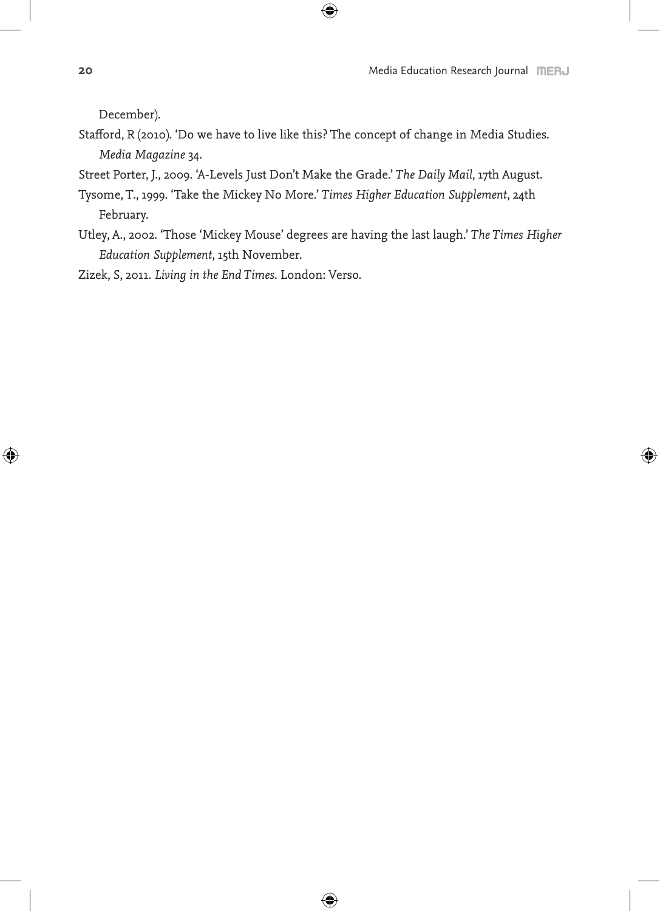December).

Stafford, R (2010). 'Do we have to live like this? The concept of change in Media Studies. *Media Magazine* 34.

Street Porter, J., 2009. 'A-Levels Just Don't Make the Grade.' *The Daily Mail*, 17th August.

Tysome, T., 1999. 'Take the Mickey No More.' *Times Higher Education Supplement*, 24th February.

Utley, A., 2002. 'Those 'Mickey Mouse' degrees are having the last laugh.' *The Times Higher Education Supplement*, 15th November.

Zizek, S, 2011. *Living in the End Times*. London: Verso.